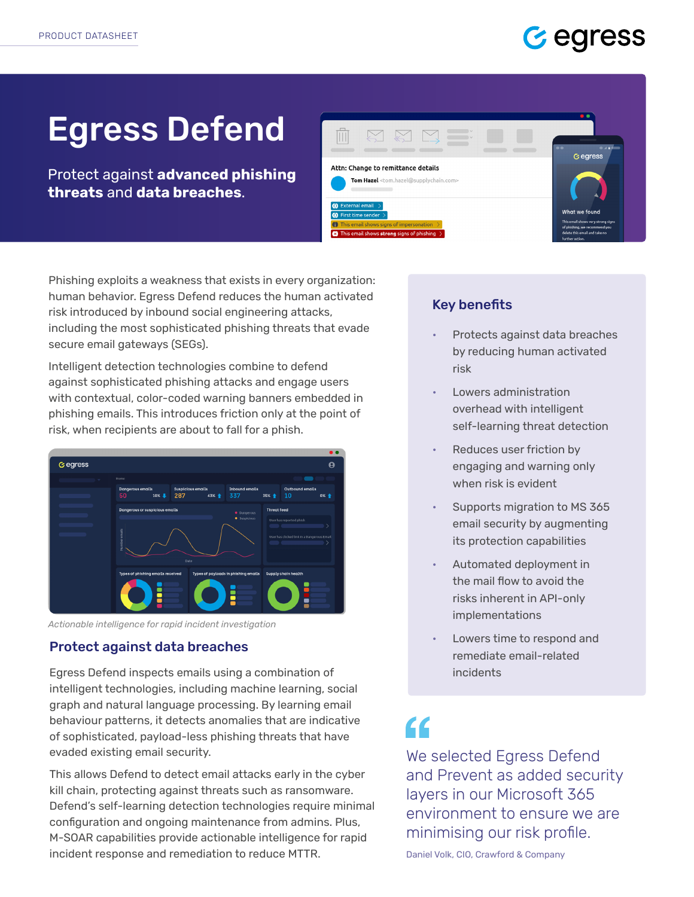PRODUCT DATASHEET

# Egress Defend

Protect against **advanced phishing threats** and **data breaches**.

Phishing exploits a weakness that exists in every organization: human behavior. Egress Defend reduces the human activated risk introduced by inbound social engineering attacks, including the most sophisticated phishing threats that evade secure email gateways (SEGs).

Intelligent detection technologies combine to defend against sophisticated phishing attacks and engage users with contextual, color-coded warning banners embedded in phishing emails. This introduces friction only at the point of risk, when recipients are about to fall for a phish.

*Actionable intelligence for rapid incident investigation*

## Protect against data breaches

Egress Defend inspects emails using a combination of intelligent technologies, including machine learning, social graph and natural language processing. By learning email behaviour patterns, it detects anomalies that are indicative of sophisticated, payload-less phishing threats that have evaded existing email security.

This allows Defend to detect email attacks early in the cyber kill chain, protecting against threats such as ransomware. Defend's self-learning detection technologies require minimal configuration and ongoing maintenance from admins. Plus, M-SOAR capabilities provide actionable intelligence for rapid incident response and remediation to reduce MTTR.

## Key benefits

- Protects against data breaches by reducing human activated risk
- Lowers administration overhead with intelligent self-learning threat detection
- Reduces user friction by engaging and warning only when risk is evident
- Supports migration to MS 365 email security by augmenting its protection capabilities
- Automated deployment in the mail flow to avoid the risks inherent in API-only implementations
- Lowers time to respond and remediate email-related incidents

> We selected Egress Defend and Prevent as added security layers in our Microsoft 365 environment to ensure we are minimising our risk profile.
>
> Daniel Volk, CIO, Crawford & Company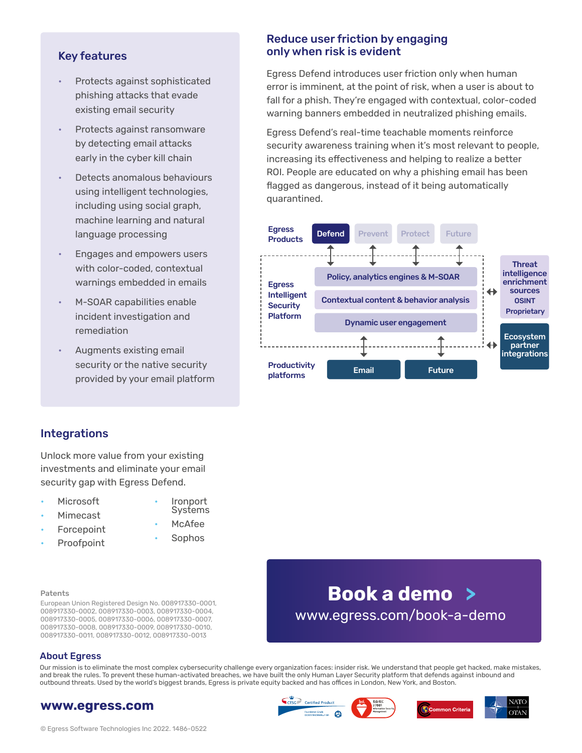## Key features

- Protects against sophisticated phishing attacks that evade existing email security
- Protects against ransomware by detecting email attacks early in the cyber kill chain
- Detects anomalous behaviours using intelligent technologies, including using social graph, machine learning and natural language processing
- Engages and empowers users with color-coded, contextual warnings embedded in emails
- M-SOAR capabilities enable incident investigation and remediation
- Augments existing email security or the native security provided by your email platform

## Reduce user friction by engaging only when risk is evident

Egress Defend introduces user friction only when human error is imminent, at the point of risk, when a user is about to fall for a phish. They're engaged with contextual, color-coded warning banners embedded in neutralized phishing emails.

Egress Defend's real-time teachable moments reinforce security awareness training when it's most relevant to people, increasing its effectiveness and helping to realize a better ROI. People are educated on why a phishing email has been flagged as dangerous, instead of it being automatically quarantined.

Egress Products
Defend
Prevent
Protect
Future

Egress Intelligent Security Platform
Policy, analytics engines & M-SOAR
Contextual content & behavior analysis
Dynamic user engagement

Threat intelligence enrichment sources
OSINT
Proprietary

Ecosystem partner integrations

Productivity platforms
Email
Future

## Integrations

Unlock more value from your existing investments and eliminate your email security gap with Egress Defend.

- Microsoft
- Mimecast
- Forcepoint
- Proofpoint
- Ironport Systems
- McAfee
- Sophos

**Patents**

European Union Registered Design No. 008917330-0001, 008917330-0002, 008917330-0003, 008917330-0004, 008917330-0005, 008917330-0006, 008917330-0007, 008917330-0008, 008917330-0009, 008917330-0010, 008917330-0011, 008917330-0012, 008917330-0013

**Book a demo >**

www.egress.com/book-a-demo

## About Egress

Our mission is to eliminate the most complex cybersecurity challenge every organization faces: insider risk. We understand that people get hacked, make mistakes, and break the rules. To prevent these human-activated breaches, we have built the only Human Layer Security platform that defends against inbound and outbound threats. Used by the world's biggest brands, Egress is private equity backed and has offices in London, New York, and Boston.

**www.egress.com**

© Egress Software Technologies Inc 2022. 1486-0522